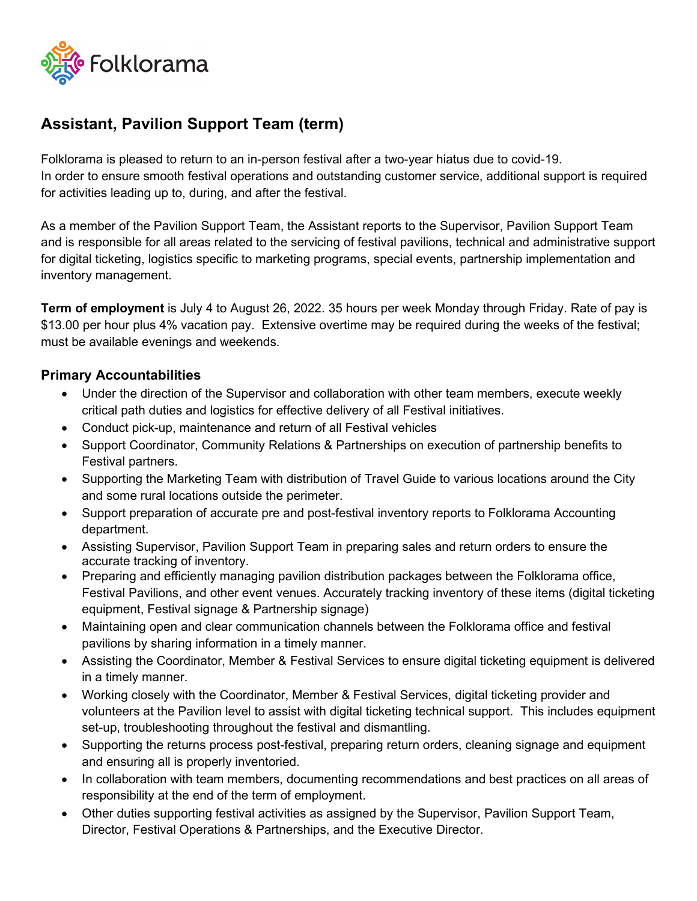Folklorama

## Assistant, Pavilion Support Team (term)

Folklorama is pleased to return to an in-person festival after a two-year hiatus due to covid-19.
In order to ensure smooth festival operations and outstanding customer service, additional support is required for activities leading up to, during, and after the festival.

As a member of the Pavilion Support Team, the Assistant reports to the Supervisor, Pavilion Support Team and is responsible for all areas related to the servicing of festival pavilions, technical and administrative support for digital ticketing, logistics specific to marketing programs, special events, partnership implementation and inventory management.

**Term of employment** is July 4 to August 26, 2022. 35 hours per week Monday through Friday. Rate of pay is $13.00 per hour plus 4% vacation pay. Extensive overtime may be required during the weeks of the festival; must be available evenings and weekends.

### Primary Accountabilities

- Under the direction of the Supervisor and collaboration with other team members, execute weekly critical path duties and logistics for effective delivery of all Festival initiatives.
- Conduct pick-up, maintenance and return of all Festival vehicles
- Support Coordinator, Community Relations & Partnerships on execution of partnership benefits to Festival partners.
- Supporting the Marketing Team with distribution of Travel Guide to various locations around the City and some rural locations outside the perimeter.
- Support preparation of accurate pre and post-festival inventory reports to Folklorama Accounting department.
- Assisting Supervisor, Pavilion Support Team in preparing sales and return orders to ensure the accurate tracking of inventory.
- Preparing and efficiently managing pavilion distribution packages between the Folklorama office, Festival Pavilions, and other event venues. Accurately tracking inventory of these items (digital ticketing equipment, Festival signage & Partnership signage)
- Maintaining open and clear communication channels between the Folklorama office and festival pavilions by sharing information in a timely manner.
- Assisting the Coordinator, Member & Festival Services to ensure digital ticketing equipment is delivered in a timely manner.
- Working closely with the Coordinator, Member & Festival Services, digital ticketing provider and volunteers at the Pavilion level to assist with digital ticketing technical support. This includes equipment set-up, troubleshooting throughout the festival and dismantling.
- Supporting the returns process post-festival, preparing return orders, cleaning signage and equipment and ensuring all is properly inventoried.
- In collaboration with team members, documenting recommendations and best practices on all areas of responsibility at the end of the term of employment.
- Other duties supporting festival activities as assigned by the Supervisor, Pavilion Support Team, Director, Festival Operations & Partnerships, and the Executive Director.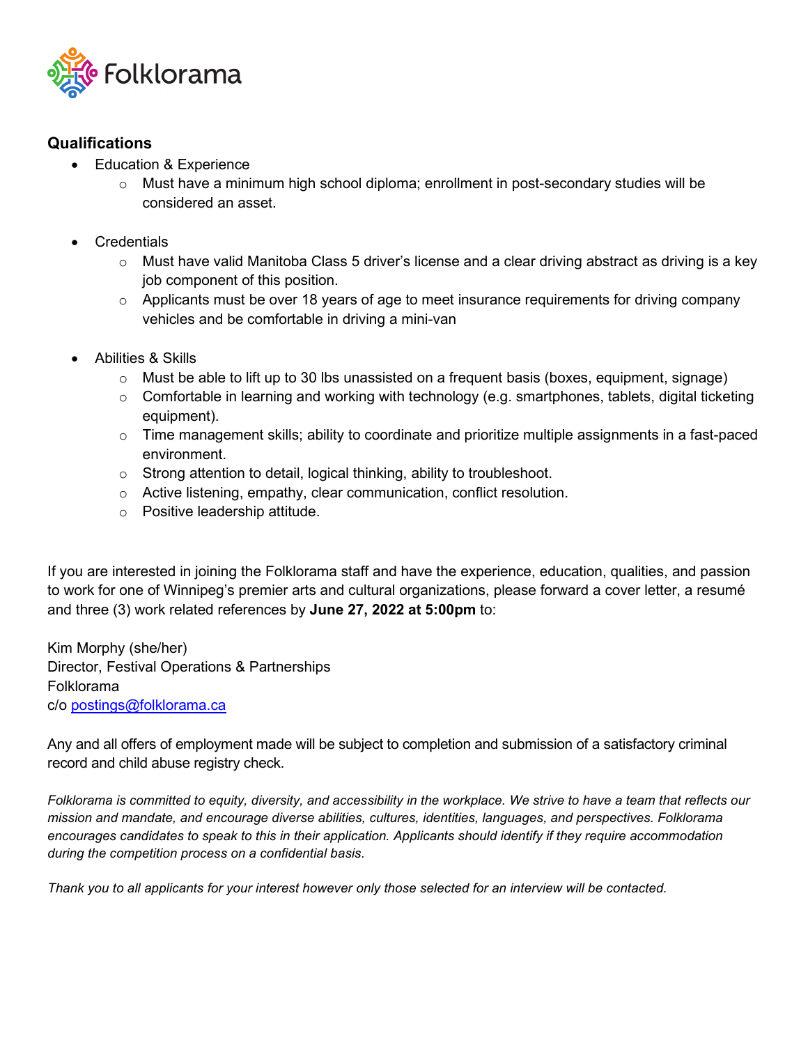Folklorama

## Qualifications

- Education & Experience
  - Must have a minimum high school diploma; enrollment in post-secondary studies will be considered an asset.

- Credentials
  - Must have valid Manitoba Class 5 driver's license and a clear driving abstract as driving is a key job component of this position.
  - Applicants must be over 18 years of age to meet insurance requirements for driving company vehicles and be comfortable in driving a mini-van

- Abilities & Skills
  - Must be able to lift up to 30 lbs unassisted on a frequent basis (boxes, equipment, signage)
  - Comfortable in learning and working with technology (e.g. smartphones, tablets, digital ticketing equipment).
  - Time management skills; ability to coordinate and prioritize multiple assignments in a fast-paced environment.
  - Strong attention to detail, logical thinking, ability to troubleshoot.
  - Active listening, empathy, clear communication, conflict resolution.
  - Positive leadership attitude.

If you are interested in joining the Folklorama staff and have the experience, education, qualities, and passion to work for one of Winnipeg's premier arts and cultural organizations, please forward a cover letter, a resumé and three (3) work related references by **June 27, 2022 at 5:00pm** to:

Kim Morphy (she/her)
Director, Festival Operations & Partnerships
Folklorama
c/o postings@folklorama.ca

Any and all offers of employment made will be subject to completion and submission of a satisfactory criminal record and child abuse registry check.

*Folklorama is committed to equity, diversity, and accessibility in the workplace. We strive to have a team that reflects our mission and mandate, and encourage diverse abilities, cultures, identities, languages, and perspectives. Folklorama encourages candidates to speak to this in their application. Applicants should identify if they require accommodation during the competition process on a confidential basis.*

*Thank you to all applicants for your interest however only those selected for an interview will be contacted.*